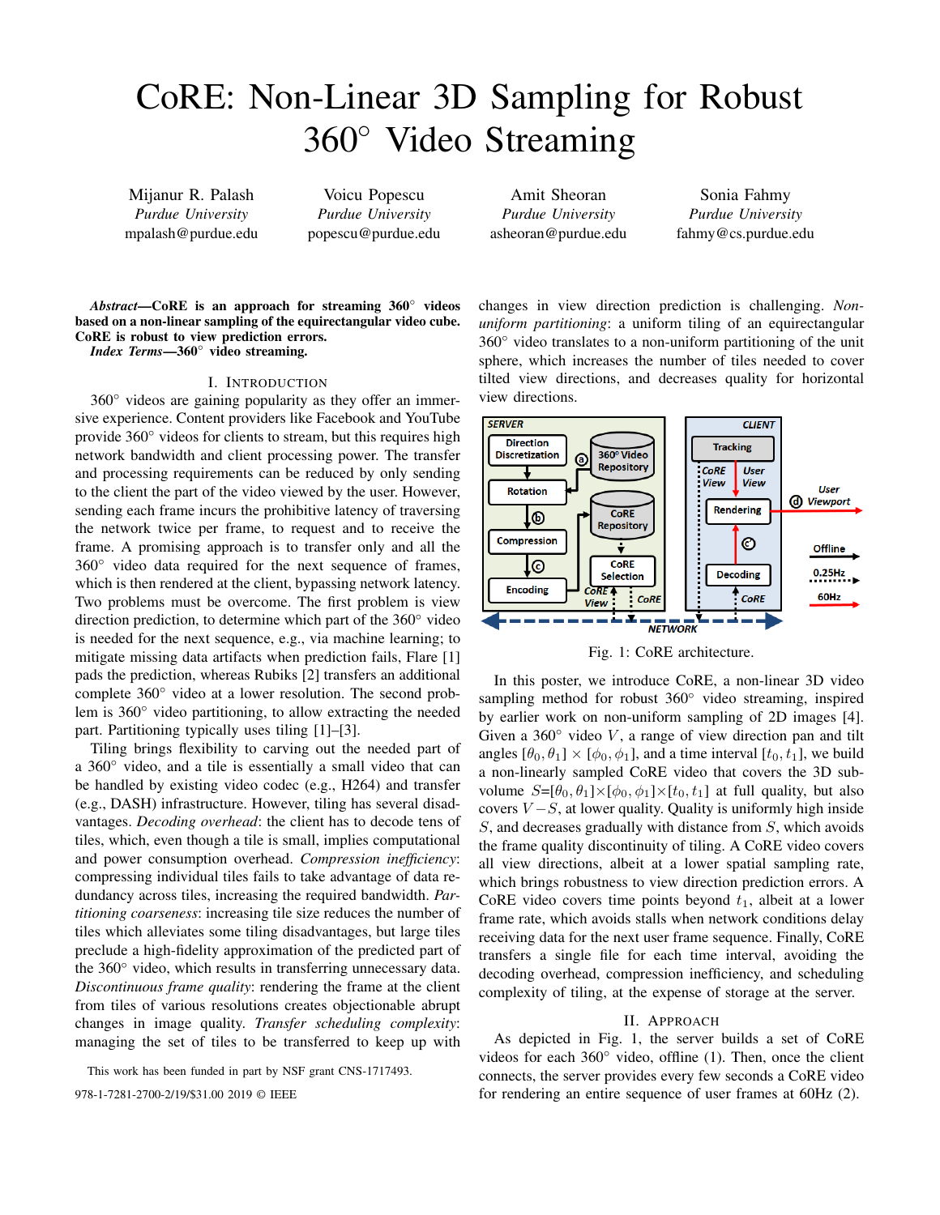# CoRE: Non-Linear 3D Sampling for Robust 360° Video Streaming

Mijanur R. Palash
*Purdue University*
mpalash@purdue.edu

Voicu Popescu
*Purdue University*
popescu@purdue.edu

Amit Sheoran
*Purdue University*
asheoran@purdue.edu

Sonia Fahmy
*Purdue University*
fahmy@cs.purdue.edu

***Abstract*—CoRE is an approach for streaming 360° videos based on a non-linear sampling of the equirectangular video cube. CoRE is robust to view prediction errors.**

***Index Terms*—360° video streaming.**

## I. Introduction

360° videos are gaining popularity as they offer an immersive experience. Content providers like Facebook and YouTube provide 360° videos for clients to stream, but this requires high network bandwidth and client processing power. The transfer and processing requirements can be reduced by only sending to the client the part of the video viewed by the user. However, sending each frame incurs the prohibitive latency of traversing the network twice per frame, to request and to receive the frame. A promising approach is to transfer only and all the 360° video data required for the next sequence of frames, which is then rendered at the client, bypassing network latency. Two problems must be overcome. The first problem is view direction prediction, to determine which part of the 360° video is needed for the next sequence, e.g., via machine learning; to mitigate missing data artifacts when prediction fails, Flare [1] pads the prediction, whereas Rubiks [2] transfers an additional complete 360° video at a lower resolution. The second problem is 360° video partitioning, to allow extracting the needed part. Partitioning typically uses tiling [1]–[3].

Tiling brings flexibility to carving out the needed part of a 360° video, and a tile is essentially a small video that can be handled by existing video codec (e.g., H264) and transfer (e.g., DASH) infrastructure. However, tiling has several disadvantages. *Decoding overhead*: the client has to decode tens of tiles, which, even though a tile is small, implies computational and power consumption overhead. *Compression inefficiency*: compressing individual tiles fails to take advantage of data redundancy across tiles, increasing the required bandwidth. *Partitioning coarseness*: increasing tile size reduces the number of tiles which alleviates some tiling disadvantages, but large tiles preclude a high-fidelity approximation of the predicted part of the 360° video, which results in transferring unnecessary data. *Discontinuous frame quality*: rendering the frame at the client from tiles of various resolutions creates objectionable abrupt changes in image quality. *Transfer scheduling complexity*: managing the set of tiles to be transferred to keep up with changes in view direction prediction is challenging. *Non-uniform partitioning*: a uniform tiling of an equirectangular 360° video translates to a non-uniform partitioning of the unit sphere, which increases the number of tiles needed to cover tilted view directions, and decreases quality for horizontal view directions.

Fig. 1: CoRE architecture.

In this poster, we introduce CoRE, a non-linear 3D video sampling method for robust 360° video streaming, inspired by earlier work on non-uniform sampling of 2D images [4]. Given a 360° video $V$, a range of view direction pan and tilt angles $[\theta_0, \theta_1] \times [\phi_0, \phi_1]$, and a time interval $[t_0, t_1]$, we build a non-linearly sampled CoRE video that covers the 3D sub-volume $S=[\theta_0, \theta_1] \times [\phi_0, \phi_1] \times [t_0, t_1]$ at full quality, but also covers $V - S$, at lower quality. Quality is uniformly high inside $S$, and decreases gradually with distance from $S$, which avoids the frame quality discontinuity of tiling. A CoRE video covers all view directions, albeit at a lower spatial sampling rate, which brings robustness to view direction prediction errors. A CoRE video covers time points beyond $t_1$, albeit at a lower frame rate, which avoids stalls when network conditions delay receiving data for the next user frame sequence. Finally, CoRE transfers a single file for each time interval, avoiding the decoding overhead, compression inefficiency, and scheduling complexity of tiling, at the expense of storage at the server.

## II. Approach

As depicted in Fig. 1, the server builds a set of CoRE videos for each 360° video, offline (1). Then, once the client connects, the server provides every few seconds a CoRE video for rendering an entire sequence of user frames at 60Hz (2).

This work has been funded in part by NSF grant CNS-1717493.

978-1-7281-2700-2/19/$31.00 2019 © IEEE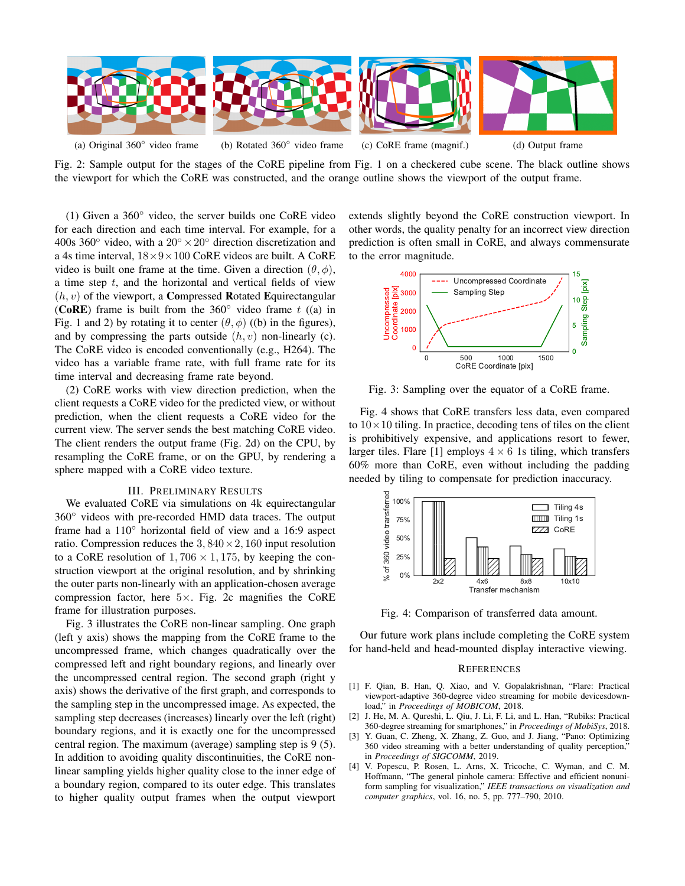(a) Original 360° video frame

(b) Rotated 360° video frame

(c) CoRE frame (magnif.)

(d) Output frame

Fig. 2: Sample output for the stages of the CoRE pipeline from Fig. 1 on a checkered cube scene. The black outline shows the viewport for which the CoRE was constructed, and the orange outline shows the viewport of the output frame.

(1) Given a 360° video, the server builds one CoRE video for each direction and each time interval. For example, for a 400s 360° video, with a $20° \times 20°$ direction discretization and a 4s time interval, $18 \times 9 \times 100$ CoRE videos are built. A CoRE video is built one frame at the time. Given a direction $(\theta, \phi)$, a time step $t$, and the horizontal and vertical fields of view $(h, v)$ of the viewport, a **Co**mpressed **R**otated **E**quirectangular (**CoRE**) frame is built from the 360° video frame $t$ ((a) in Fig. 1 and 2) by rotating it to center $(\theta, \phi)$ ((b) in the figures), and by compressing the parts outside $(h, v)$ non-linearly (c). The CoRE video is encoded conventionally (e.g., H264). The video has a variable frame rate, with full frame rate for its time interval and decreasing frame rate beyond.

(2) CoRE works with view direction prediction, when the client requests a CoRE video for the predicted view, or without prediction, when the client requests a CoRE video for the current view. The server sends the best matching CoRE video. The client renders the output frame (Fig. 2d) on the CPU, by resampling the CoRE frame, or on the GPU, by rendering a sphere mapped with a CoRE video texture.

## III. Preliminary Results

We evaluated CoRE via simulations on 4k equirectangular 360° videos with pre-recorded HMD data traces. The output frame had a 110° horizontal field of view and a 16:9 aspect ratio. Compression reduces the $3,840 \times 2,160$ input resolution to a CoRE resolution of $1,706 \times 1,175$, by keeping the construction viewport at the original resolution, and by shrinking the outer parts non-linearly with an application-chosen average compression factor, here $5\times$. Fig. 2c magnifies the CoRE frame for illustration purposes.

Fig. 3 illustrates the CoRE non-linear sampling. One graph (left y axis) shows the mapping from the CoRE frame to the uncompressed frame, which changes quadratically over the compressed left and right boundary regions, and linearly over the uncompressed central region. The second graph (right y axis) shows the derivative of the first graph, and corresponds to the sampling step in the uncompressed image. As expected, the sampling step decreases (increases) linearly over the left (right) boundary regions, and it is exactly one for the uncompressed central region. The maximum (average) sampling step is 9 (5). In addition to avoiding quality discontinuities, the CoRE non-linear sampling yields higher quality close to the inner edge of a boundary region, compared to its outer edge. This translates to higher quality output frames when the output viewport extends slightly beyond the CoRE construction viewport. In other words, the quality penalty for an incorrect view direction prediction is often small in CoRE, and always commensurate to the error magnitude.

Uncompressed Coordinate
Sampling Step
Uncompressed Coordinate [pix]
0
1000
2000
3000
4000
Sampling Step [pix]
0
5
10
15
CoRE Coordinate [pix]
0
500
1000
1500

Fig. 3: Sampling over the equator of a CoRE frame.

Fig. 4 shows that CoRE transfers less data, even compared to $10 \times 10$ tiling. In practice, decoding tens of tiles on the client is prohibitively expensive, and applications resort to fewer, larger tiles. Flare [1] employs $4 \times 6$ 1s tiling, which transfers 60% more than CoRE, even without including the padding needed by tiling to compensate for prediction inaccuracy.

% of 360 video transferred
0%
25%
50%
75%
100%
Tiling 4s
Tiling 1s
CoRE
2x2
4x6
8x8
10x10
Transfer mechanism

Fig. 4: Comparison of transferred data amount.

Our future work plans include completing the CoRE system for hand-held and head-mounted display interactive viewing.

## References

[1] F. Qian, B. Han, Q. Xiao, and V. Gopalakrishnan, "Flare: Practical viewport-adaptive 360-degree video streaming for mobile devicesdownload," in *Proceedings of MOBICOM*, 2018.

[2] J. He, M. A. Qureshi, L. Qiu, J. Li, F. Li, and L. Han, "Rubiks: Practical 360-degree streaming for smartphones," in *Proceedings of MobiSys*, 2018.

[3] Y. Guan, C. Zheng, X. Zhang, Z. Guo, and J. Jiang, "Pano: Optimizing 360 video streaming with a better understanding of quality perception," in *Proceedings of SIGCOMM*, 2019.

[4] V. Popescu, P. Rosen, L. Arns, X. Tricoche, C. Wyman, and C. M. Hoffmann, "The general pinhole camera: Effective and efficient nonuniform sampling for visualization," *IEEE transactions on visualization and computer graphics*, vol. 16, no. 5, pp. 777–790, 2010.